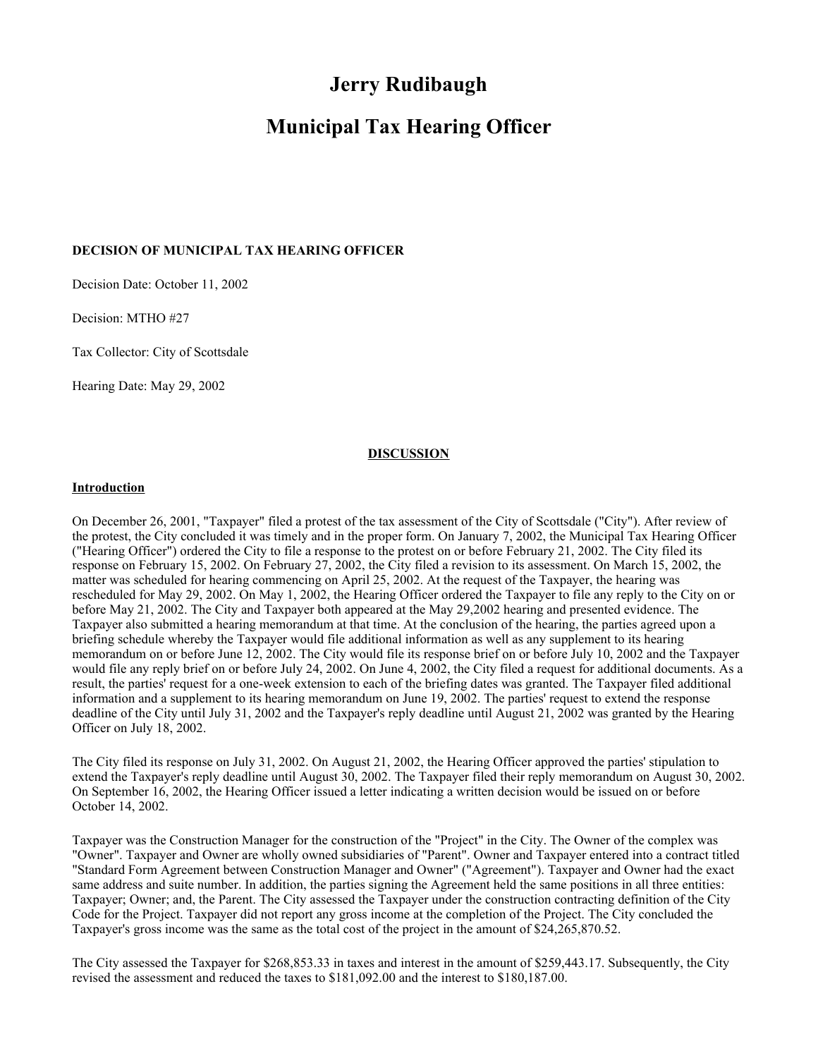# Jerry Rudibaugh

# Municipal Tax Hearing Officer

**DECISION OF MUNICIPAL TAX HEARING OFFICER**

Decision Date: October 11, 2002

Decision: MTHO #27

Tax Collector: City of Scottsdale

Hearing Date: May 29, 2002

## DISCUSSION

### Introduction

On December 26, 2001, "Taxpayer" filed a protest of the tax assessment of the City of Scottsdale ("City"). After review of the protest, the City concluded it was timely and in the proper form. On January 7, 2002, the Municipal Tax Hearing Officer ("Hearing Officer") ordered the City to file a response to the protest on or before February 21, 2002. The City filed its response on February 15, 2002. On February 27, 2002, the City filed a revision to its assessment. On March 15, 2002, the matter was scheduled for hearing commencing on April 25, 2002. At the request of the Taxpayer, the hearing was rescheduled for May 29, 2002. On May 1, 2002, the Hearing Officer ordered the Taxpayer to file any reply to the City on or before May 21, 2002. The City and Taxpayer both appeared at the May 29,2002 hearing and presented evidence. The Taxpayer also submitted a hearing memorandum at that time. At the conclusion of the hearing, the parties agreed upon a briefing schedule whereby the Taxpayer would file additional information as well as any supplement to its hearing memorandum on or before June 12, 2002. The City would file its response brief on or before July 10, 2002 and the Taxpayer would file any reply brief on or before July 24, 2002. On June 4, 2002, the City filed a request for additional documents. As a result, the parties' request for a one-week extension to each of the briefing dates was granted. The Taxpayer filed additional information and a supplement to its hearing memorandum on June 19, 2002. The parties' request to extend the response deadline of the City until July 31, 2002 and the Taxpayer's reply deadline until August 21, 2002 was granted by the Hearing Officer on July 18, 2002.

The City filed its response on July 31, 2002. On August 21, 2002, the Hearing Officer approved the parties' stipulation to extend the Taxpayer's reply deadline until August 30, 2002. The Taxpayer filed their reply memorandum on August 30, 2002. On September 16, 2002, the Hearing Officer issued a letter indicating a written decision would be issued on or before October 14, 2002.

Taxpayer was the Construction Manager for the construction of the "Project" in the City. The Owner of the complex was "Owner". Taxpayer and Owner are wholly owned subsidiaries of "Parent". Owner and Taxpayer entered into a contract titled "Standard Form Agreement between Construction Manager and Owner" ("Agreement"). Taxpayer and Owner had the exact same address and suite number. In addition, the parties signing the Agreement held the same positions in all three entities: Taxpayer; Owner; and, the Parent. The City assessed the Taxpayer under the construction contracting definition of the City Code for the Project. Taxpayer did not report any gross income at the completion of the Project. The City concluded the Taxpayer's gross income was the same as the total cost of the project in the amount of $24,265,870.52.

The City assessed the Taxpayer for $268,853.33 in taxes and interest in the amount of $259,443.17. Subsequently, the City revised the assessment and reduced the taxes to $181,092.00 and the interest to $180,187.00.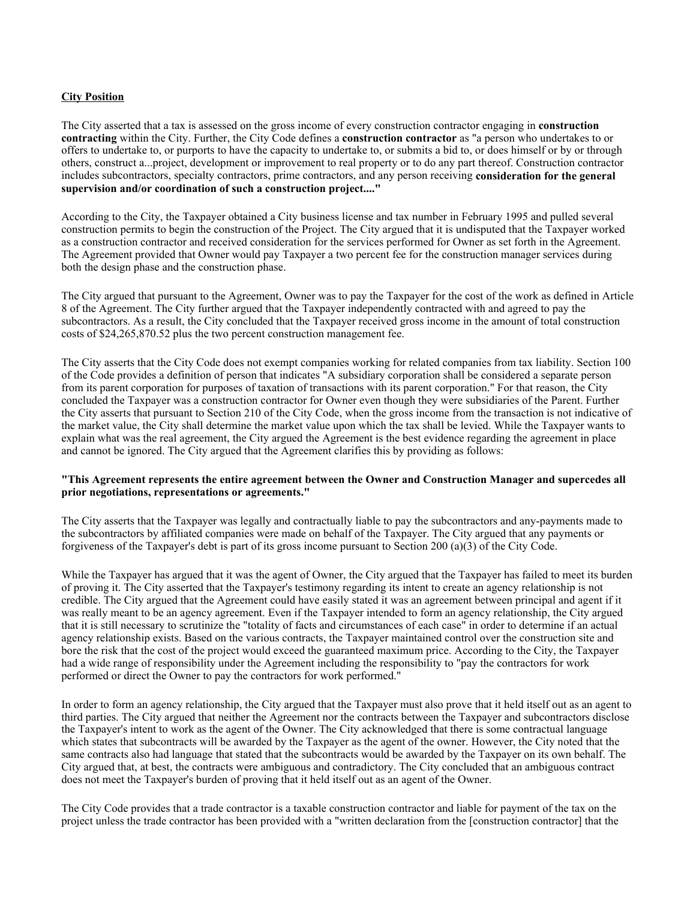**City Position**

The City asserted that a tax is assessed on the gross income of every construction contractor engaging in **construction contracting** within the City. Further, the City Code defines a **construction contractor** as "a person who undertakes to or offers to undertake to, or purports to have the capacity to undertake to, or submits a bid to, or does himself or by or through others, construct a...project, development or improvement to real property or to do any part thereof. Construction contractor includes subcontractors, specialty contractors, prime contractors, and any person receiving **consideration for the general supervision and/or coordination of such a construction project...."**

According to the City, the Taxpayer obtained a City business license and tax number in February 1995 and pulled several construction permits to begin the construction of the Project. The City argued that it is undisputed that the Taxpayer worked as a construction contractor and received consideration for the services performed for Owner as set forth in the Agreement. The Agreement provided that Owner would pay Taxpayer a two percent fee for the construction manager services during both the design phase and the construction phase.

The City argued that pursuant to the Agreement, Owner was to pay the Taxpayer for the cost of the work as defined in Article 8 of the Agreement. The City further argued that the Taxpayer independently contracted with and agreed to pay the subcontractors. As a result, the City concluded that the Taxpayer received gross income in the amount of total construction costs of $24,265,870.52 plus the two percent construction management fee.

The City asserts that the City Code does not exempt companies working for related companies from tax liability. Section 100 of the Code provides a definition of person that indicates "A subsidiary corporation shall be considered a separate person from its parent corporation for purposes of taxation of transactions with its parent corporation." For that reason, the City concluded the Taxpayer was a construction contractor for Owner even though they were subsidiaries of the Parent. Further the City asserts that pursuant to Section 210 of the City Code, when the gross income from the transaction is not indicative of the market value, the City shall determine the market value upon which the tax shall be levied. While the Taxpayer wants to explain what was the real agreement, the City argued the Agreement is the best evidence regarding the agreement in place and cannot be ignored. The City argued that the Agreement clarifies this by providing as follows:

**"This Agreement represents the entire agreement between the Owner and Construction Manager and supercedes all prior negotiations, representations or agreements."**

The City asserts that the Taxpayer was legally and contractually liable to pay the subcontractors and any-payments made to the subcontractors by affiliated companies were made on behalf of the Taxpayer. The City argued that any payments or forgiveness of the Taxpayer's debt is part of its gross income pursuant to Section 200 (a)(3) of the City Code.

While the Taxpayer has argued that it was the agent of Owner, the City argued that the Taxpayer has failed to meet its burden of proving it. The City asserted that the Taxpayer's testimony regarding its intent to create an agency relationship is not credible. The City argued that the Agreement could have easily stated it was an agreement between principal and agent if it was really meant to be an agency agreement. Even if the Taxpayer intended to form an agency relationship, the City argued that it is still necessary to scrutinize the "totality of facts and circumstances of each case" in order to determine if an actual agency relationship exists. Based on the various contracts, the Taxpayer maintained control over the construction site and bore the risk that the cost of the project would exceed the guaranteed maximum price. According to the City, the Taxpayer had a wide range of responsibility under the Agreement including the responsibility to "pay the contractors for work performed or direct the Owner to pay the contractors for work performed."

In order to form an agency relationship, the City argued that the Taxpayer must also prove that it held itself out as an agent to third parties. The City argued that neither the Agreement nor the contracts between the Taxpayer and subcontractors disclose the Taxpayer's intent to work as the agent of the Owner. The City acknowledged that there is some contractual language which states that subcontracts will be awarded by the Taxpayer as the agent of the owner. However, the City noted that the same contracts also had language that stated that the subcontracts would be awarded by the Taxpayer on its own behalf. The City argued that, at best, the contracts were ambiguous and contradictory. The City concluded that an ambiguous contract does not meet the Taxpayer's burden of proving that it held itself out as an agent of the Owner.

The City Code provides that a trade contractor is a taxable construction contractor and liable for payment of the tax on the project unless the trade contractor has been provided with a "written declaration from the [construction contractor] that the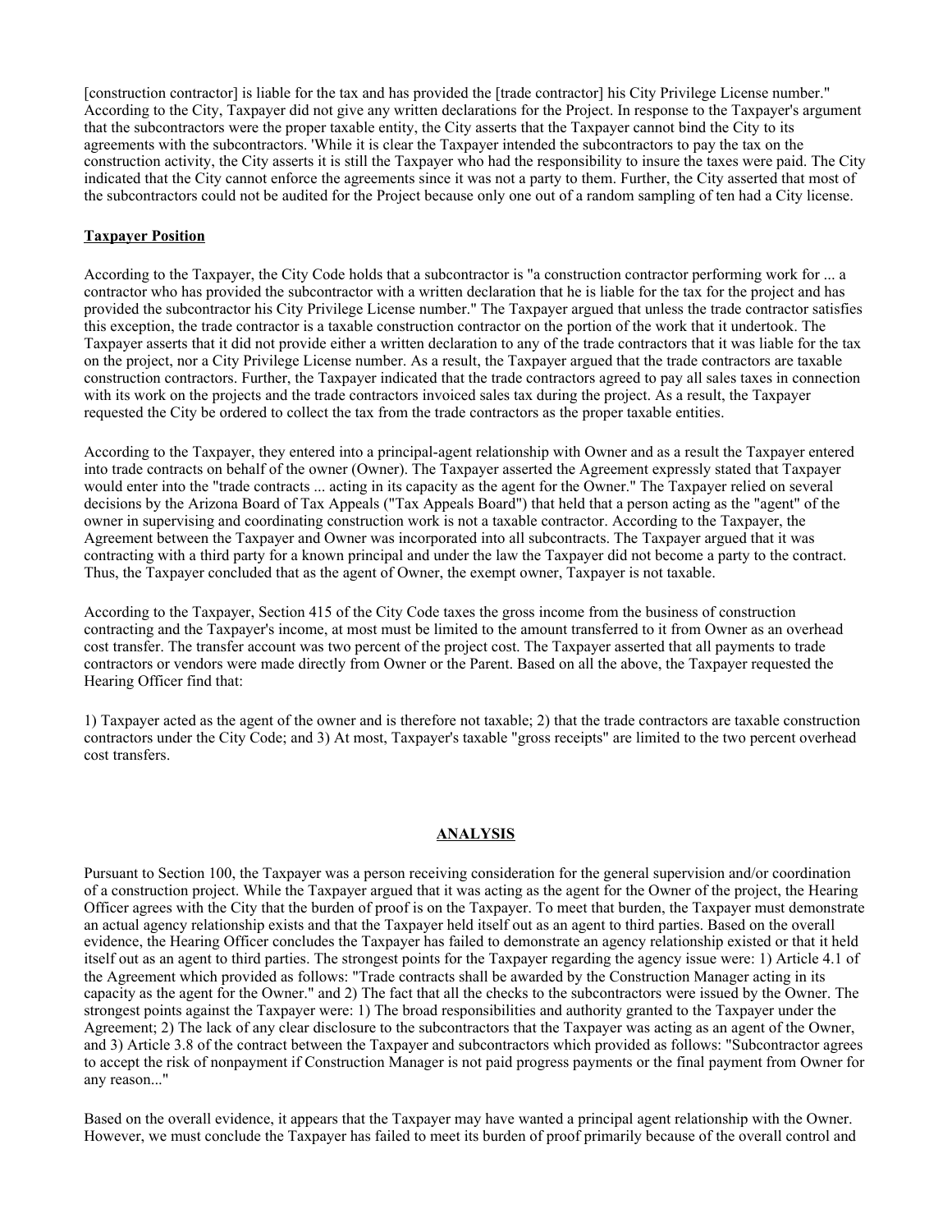[construction contractor] is liable for the tax and has provided the [trade contractor] his City Privilege License number." According to the City, Taxpayer did not give any written declarations for the Project. In response to the Taxpayer's argument that the subcontractors were the proper taxable entity, the City asserts that the Taxpayer cannot bind the City to its agreements with the subcontractors. 'While it is clear the Taxpayer intended the subcontractors to pay the tax on the construction activity, the City asserts it is still the Taxpayer who had the responsibility to insure the taxes were paid. The City indicated that the City cannot enforce the agreements since it was not a party to them. Further, the City asserted that most of the subcontractors could not be audited for the Project because only one out of a random sampling of ten had a City license.

**Taxpayer Position**

According to the Taxpayer, the City Code holds that a subcontractor is "a construction contractor performing work for ... a contractor who has provided the subcontractor with a written declaration that he is liable for the tax for the project and has provided the subcontractor his City Privilege License number." The Taxpayer argued that unless the trade contractor satisfies this exception, the trade contractor is a taxable construction contractor on the portion of the work that it undertook. The Taxpayer asserts that it did not provide either a written declaration to any of the trade contractors that it was liable for the tax on the project, nor a City Privilege License number. As a result, the Taxpayer argued that the trade contractors are taxable construction contractors. Further, the Taxpayer indicated that the trade contractors agreed to pay all sales taxes in connection with its work on the projects and the trade contractors invoiced sales tax during the project. As a result, the Taxpayer requested the City be ordered to collect the tax from the trade contractors as the proper taxable entities.

According to the Taxpayer, they entered into a principal-agent relationship with Owner and as a result the Taxpayer entered into trade contracts on behalf of the owner (Owner). The Taxpayer asserted the Agreement expressly stated that Taxpayer would enter into the "trade contracts ... acting in its capacity as the agent for the Owner." The Taxpayer relied on several decisions by the Arizona Board of Tax Appeals ("Tax Appeals Board") that held that a person acting as the "agent" of the owner in supervising and coordinating construction work is not a taxable contractor. According to the Taxpayer, the Agreement between the Taxpayer and Owner was incorporated into all subcontracts. The Taxpayer argued that it was contracting with a third party for a known principal and under the law the Taxpayer did not become a party to the contract. Thus, the Taxpayer concluded that as the agent of Owner, the exempt owner, Taxpayer is not taxable.

According to the Taxpayer, Section 415 of the City Code taxes the gross income from the business of construction contracting and the Taxpayer's income, at most must be limited to the amount transferred to it from Owner as an overhead cost transfer. The transfer account was two percent of the project cost. The Taxpayer asserted that all payments to trade contractors or vendors were made directly from Owner or the Parent. Based on all the above, the Taxpayer requested the Hearing Officer find that:

1) Taxpayer acted as the agent of the owner and is therefore not taxable; 2) that the trade contractors are taxable construction contractors under the City Code; and 3) At most, Taxpayer's taxable "gross receipts" are limited to the two percent overhead cost transfers.

**ANALYSIS**

Pursuant to Section 100, the Taxpayer was a person receiving consideration for the general supervision and/or coordination of a construction project. While the Taxpayer argued that it was acting as the agent for the Owner of the project, the Hearing Officer agrees with the City that the burden of proof is on the Taxpayer. To meet that burden, the Taxpayer must demonstrate an actual agency relationship exists and that the Taxpayer held itself out as an agent to third parties. Based on the overall evidence, the Hearing Officer concludes the Taxpayer has failed to demonstrate an agency relationship existed or that it held itself out as an agent to third parties. The strongest points for the Taxpayer regarding the agency issue were: 1) Article 4.1 of the Agreement which provided as follows: "Trade contracts shall be awarded by the Construction Manager acting in its capacity as the agent for the Owner." and 2) The fact that all the checks to the subcontractors were issued by the Owner. The strongest points against the Taxpayer were: 1) The broad responsibilities and authority granted to the Taxpayer under the Agreement; 2) The lack of any clear disclosure to the subcontractors that the Taxpayer was acting as an agent of the Owner, and 3) Article 3.8 of the contract between the Taxpayer and subcontractors which provided as follows: "Subcontractor agrees to accept the risk of nonpayment if Construction Manager is not paid progress payments or the final payment from Owner for any reason..."

Based on the overall evidence, it appears that the Taxpayer may have wanted a principal agent relationship with the Owner. However, we must conclude the Taxpayer has failed to meet its burden of proof primarily because of the overall control and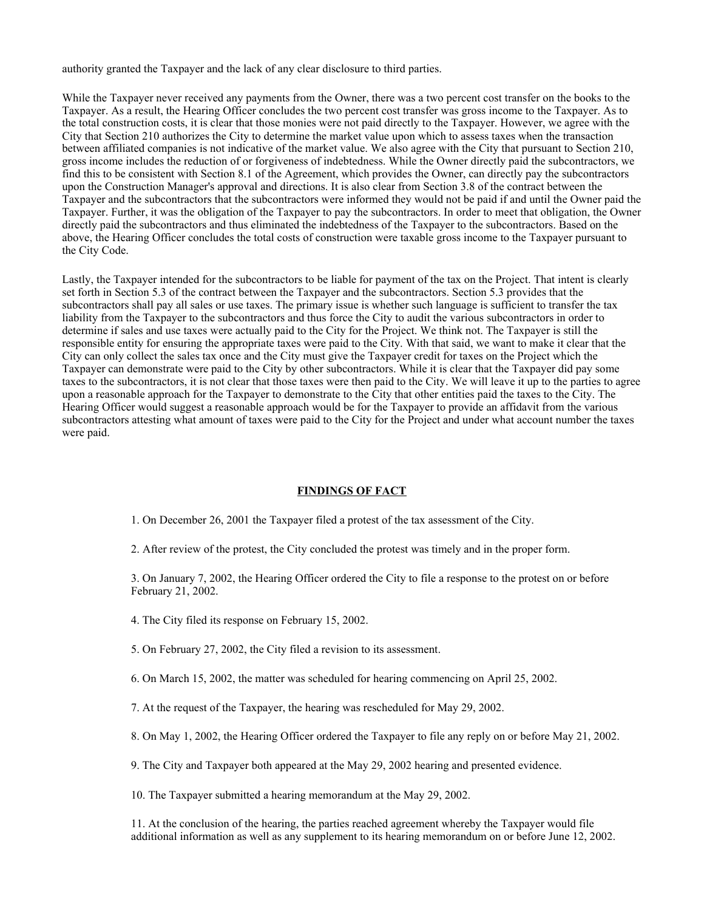authority granted the Taxpayer and the lack of any clear disclosure to third parties.

While the Taxpayer never received any payments from the Owner, there was a two percent cost transfer on the books to the Taxpayer. As a result, the Hearing Officer concludes the two percent cost transfer was gross income to the Taxpayer. As to the total construction costs, it is clear that those monies were not paid directly to the Taxpayer. However, we agree with the City that Section 210 authorizes the City to determine the market value upon which to assess taxes when the transaction between affiliated companies is not indicative of the market value. We also agree with the City that pursuant to Section 210, gross income includes the reduction of or forgiveness of indebtedness. While the Owner directly paid the subcontractors, we find this to be consistent with Section 8.1 of the Agreement, which provides the Owner, can directly pay the subcontractors upon the Construction Manager's approval and directions. It is also clear from Section 3.8 of the contract between the Taxpayer and the subcontractors that the subcontractors were informed they would not be paid if and until the Owner paid the Taxpayer. Further, it was the obligation of the Taxpayer to pay the subcontractors. In order to meet that obligation, the Owner directly paid the subcontractors and thus eliminated the indebtedness of the Taxpayer to the subcontractors. Based on the above, the Hearing Officer concludes the total costs of construction were taxable gross income to the Taxpayer pursuant to the City Code.

Lastly, the Taxpayer intended for the subcontractors to be liable for payment of the tax on the Project. That intent is clearly set forth in Section 5.3 of the contract between the Taxpayer and the subcontractors. Section 5.3 provides that the subcontractors shall pay all sales or use taxes. The primary issue is whether such language is sufficient to transfer the tax liability from the Taxpayer to the subcontractors and thus force the City to audit the various subcontractors in order to determine if sales and use taxes were actually paid to the City for the Project. We think not. The Taxpayer is still the responsible entity for ensuring the appropriate taxes were paid to the City. With that said, we want to make it clear that the City can only collect the sales tax once and the City must give the Taxpayer credit for taxes on the Project which the Taxpayer can demonstrate were paid to the City by other subcontractors. While it is clear that the Taxpayer did pay some taxes to the subcontractors, it is not clear that those taxes were then paid to the City. We will leave it up to the parties to agree upon a reasonable approach for the Taxpayer to demonstrate to the City that other entities paid the taxes to the City. The Hearing Officer would suggest a reasonable approach would be for the Taxpayer to provide an affidavit from the various subcontractors attesting what amount of taxes were paid to the City for the Project and under what account number the taxes were paid.

## FINDINGS OF FACT

1. On December 26, 2001 the Taxpayer filed a protest of the tax assessment of the City.

2. After review of the protest, the City concluded the protest was timely and in the proper form.

3. On January 7, 2002, the Hearing Officer ordered the City to file a response to the protest on or before February 21, 2002.

4. The City filed its response on February 15, 2002.

5. On February 27, 2002, the City filed a revision to its assessment.

6. On March 15, 2002, the matter was scheduled for hearing commencing on April 25, 2002.

7. At the request of the Taxpayer, the hearing was rescheduled for May 29, 2002.

8. On May 1, 2002, the Hearing Officer ordered the Taxpayer to file any reply on or before May 21, 2002.

9. The City and Taxpayer both appeared at the May 29, 2002 hearing and presented evidence.

10. The Taxpayer submitted a hearing memorandum at the May 29, 2002.

11. At the conclusion of the hearing, the parties reached agreement whereby the Taxpayer would file additional information as well as any supplement to its hearing memorandum on or before June 12, 2002.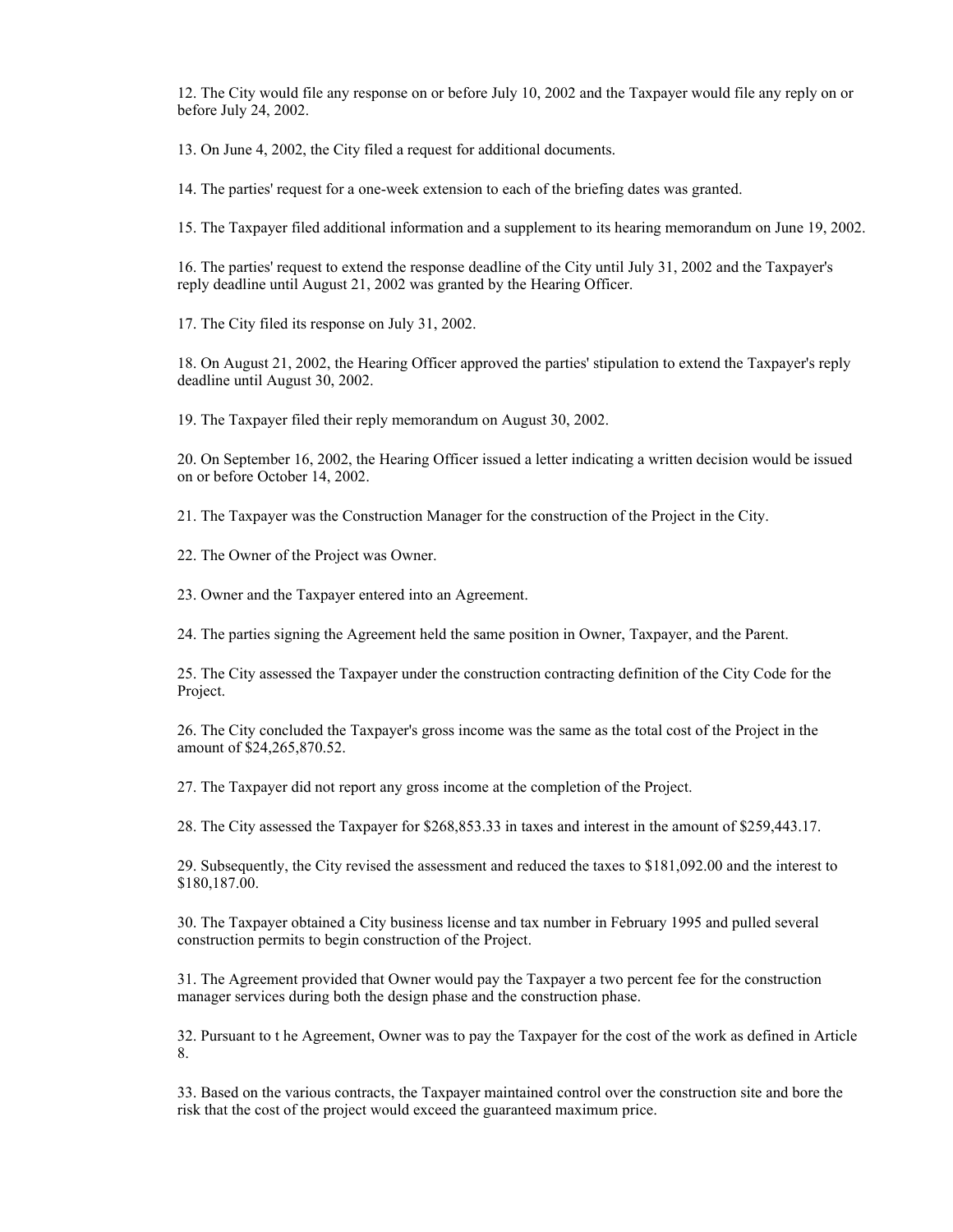12. The City would file any response on or before July 10, 2002 and the Taxpayer would file any reply on or before July 24, 2002.

13. On June 4, 2002, the City filed a request for additional documents.

14. The parties' request for a one-week extension to each of the briefing dates was granted.

15. The Taxpayer filed additional information and a supplement to its hearing memorandum on June 19, 2002.

16. The parties' request to extend the response deadline of the City until July 31, 2002 and the Taxpayer's reply deadline until August 21, 2002 was granted by the Hearing Officer.

17. The City filed its response on July 31, 2002.

18. On August 21, 2002, the Hearing Officer approved the parties' stipulation to extend the Taxpayer's reply deadline until August 30, 2002.

19. The Taxpayer filed their reply memorandum on August 30, 2002.

20. On September 16, 2002, the Hearing Officer issued a letter indicating a written decision would be issued on or before October 14, 2002.

21. The Taxpayer was the Construction Manager for the construction of the Project in the City.

22. The Owner of the Project was Owner.

23. Owner and the Taxpayer entered into an Agreement.

24. The parties signing the Agreement held the same position in Owner, Taxpayer, and the Parent.

25. The City assessed the Taxpayer under the construction contracting definition of the City Code for the Project.

26. The City concluded the Taxpayer's gross income was the same as the total cost of the Project in the amount of $24,265,870.52.

27. The Taxpayer did not report any gross income at the completion of the Project.

28. The City assessed the Taxpayer for $268,853.33 in taxes and interest in the amount of $259,443.17.

29. Subsequently, the City revised the assessment and reduced the taxes to $181,092.00 and the interest to $180,187.00.

30. The Taxpayer obtained a City business license and tax number in February 1995 and pulled several construction permits to begin construction of the Project.

31. The Agreement provided that Owner would pay the Taxpayer a two percent fee for the construction manager services during both the design phase and the construction phase.

32. Pursuant to t he Agreement, Owner was to pay the Taxpayer for the cost of the work as defined in Article 8.

33. Based on the various contracts, the Taxpayer maintained control over the construction site and bore the risk that the cost of the project would exceed the guaranteed maximum price.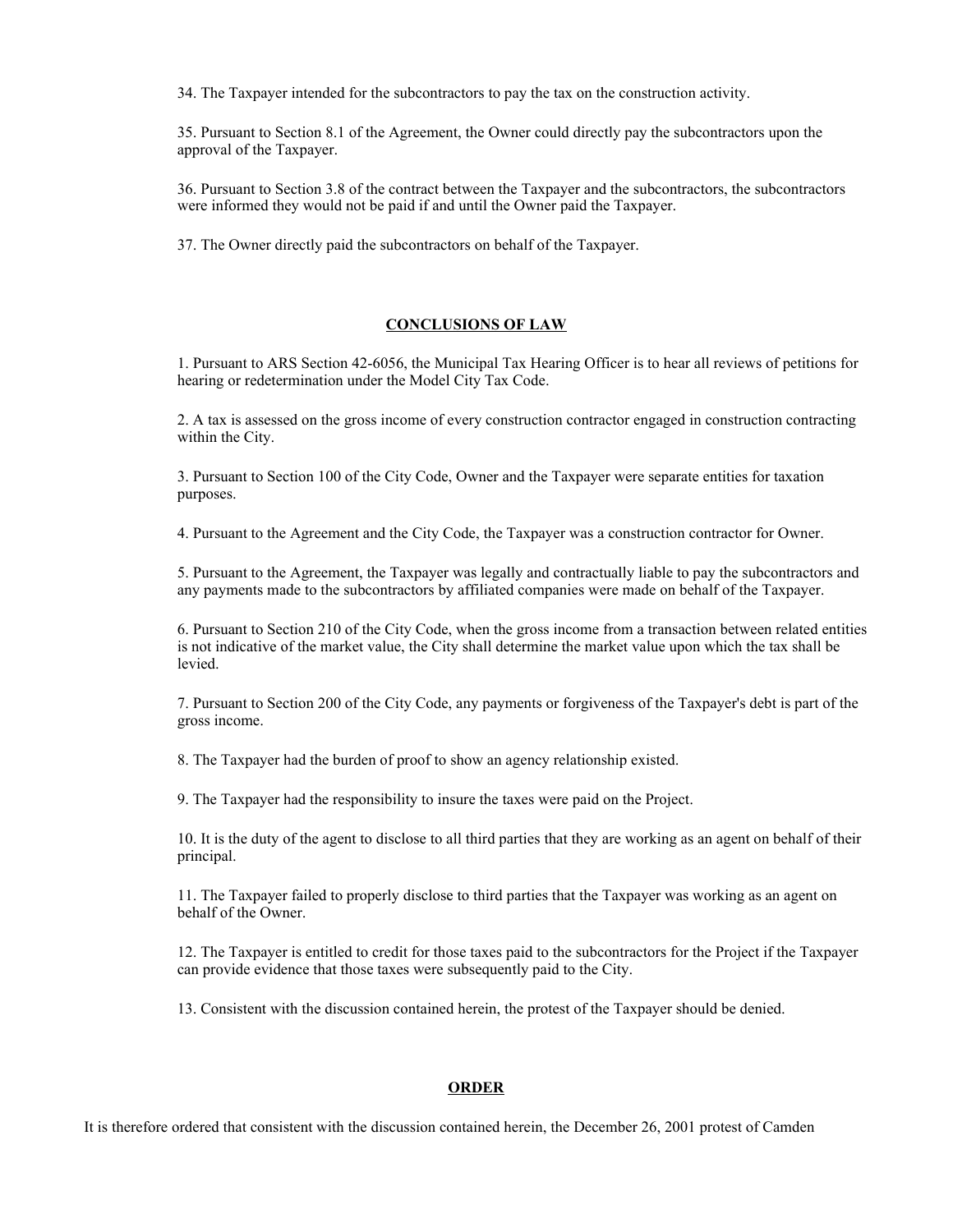34. The Taxpayer intended for the subcontractors to pay the tax on the construction activity.

35. Pursuant to Section 8.1 of the Agreement, the Owner could directly pay the subcontractors upon the approval of the Taxpayer.

36. Pursuant to Section 3.8 of the contract between the Taxpayer and the subcontractors, the subcontractors were informed they would not be paid if and until the Owner paid the Taxpayer.

37. The Owner directly paid the subcontractors on behalf of the Taxpayer.

## CONCLUSIONS OF LAW

1. Pursuant to ARS Section 42-6056, the Municipal Tax Hearing Officer is to hear all reviews of petitions for hearing or redetermination under the Model City Tax Code.

2. A tax is assessed on the gross income of every construction contractor engaged in construction contracting within the City.

3. Pursuant to Section 100 of the City Code, Owner and the Taxpayer were separate entities for taxation purposes.

4. Pursuant to the Agreement and the City Code, the Taxpayer was a construction contractor for Owner.

5. Pursuant to the Agreement, the Taxpayer was legally and contractually liable to pay the subcontractors and any payments made to the subcontractors by affiliated companies were made on behalf of the Taxpayer.

6. Pursuant to Section 210 of the City Code, when the gross income from a transaction between related entities is not indicative of the market value, the City shall determine the market value upon which the tax shall be levied.

7. Pursuant to Section 200 of the City Code, any payments or forgiveness of the Taxpayer's debt is part of the gross income.

8. The Taxpayer had the burden of proof to show an agency relationship existed.

9. The Taxpayer had the responsibility to insure the taxes were paid on the Project.

10. It is the duty of the agent to disclose to all third parties that they are working as an agent on behalf of their principal.

11. The Taxpayer failed to properly disclose to third parties that the Taxpayer was working as an agent on behalf of the Owner.

12. The Taxpayer is entitled to credit for those taxes paid to the subcontractors for the Project if the Taxpayer can provide evidence that those taxes were subsequently paid to the City.

13. Consistent with the discussion contained herein, the protest of the Taxpayer should be denied.

## ORDER

It is therefore ordered that consistent with the discussion contained herein, the December 26, 2001 protest of Camden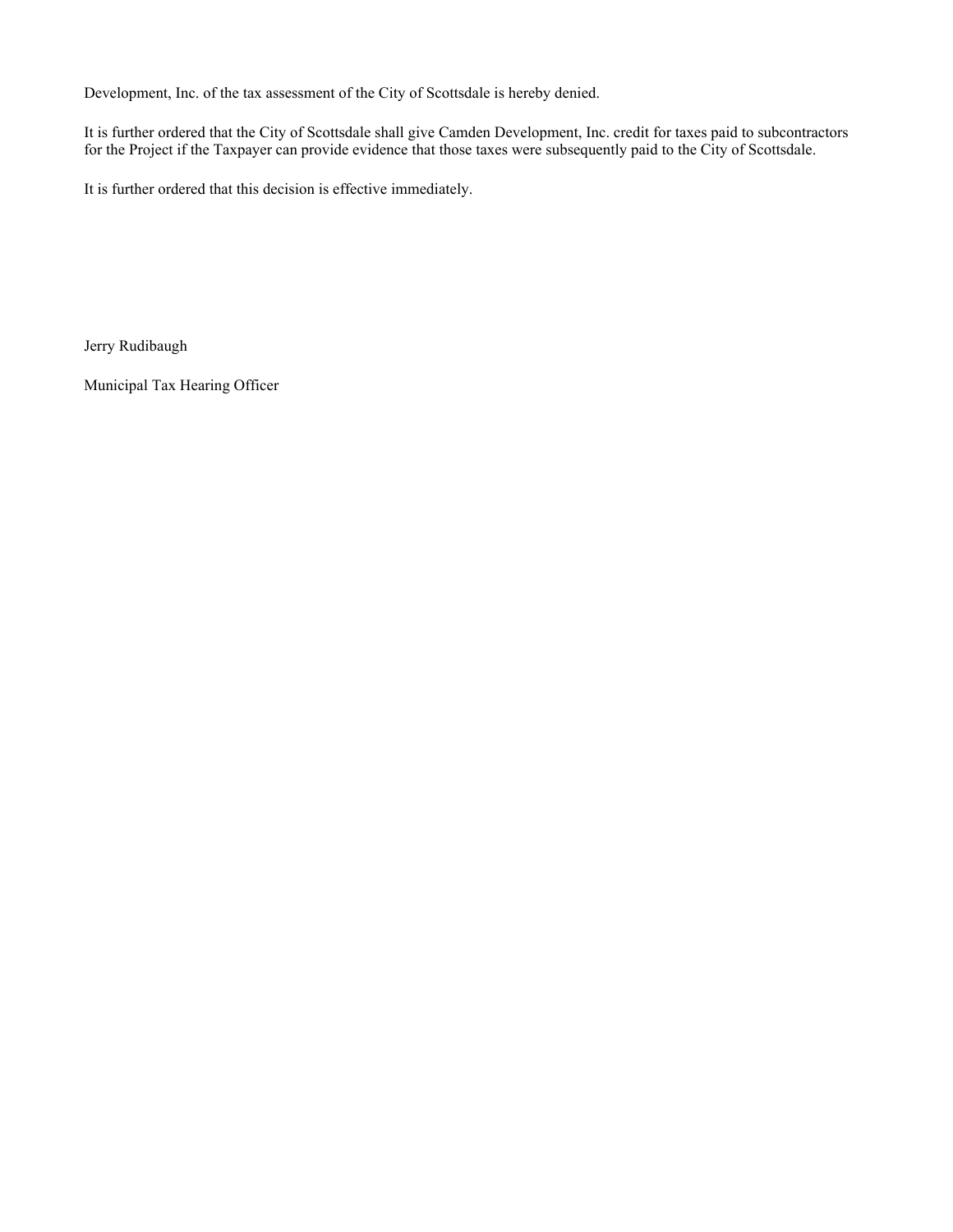Development, Inc. of the tax assessment of the City of Scottsdale is hereby denied.

It is further ordered that the City of Scottsdale shall give Camden Development, Inc. credit for taxes paid to subcontractors for the Project if the Taxpayer can provide evidence that those taxes were subsequently paid to the City of Scottsdale.

It is further ordered that this decision is effective immediately.

Jerry Rudibaugh

Municipal Tax Hearing Officer